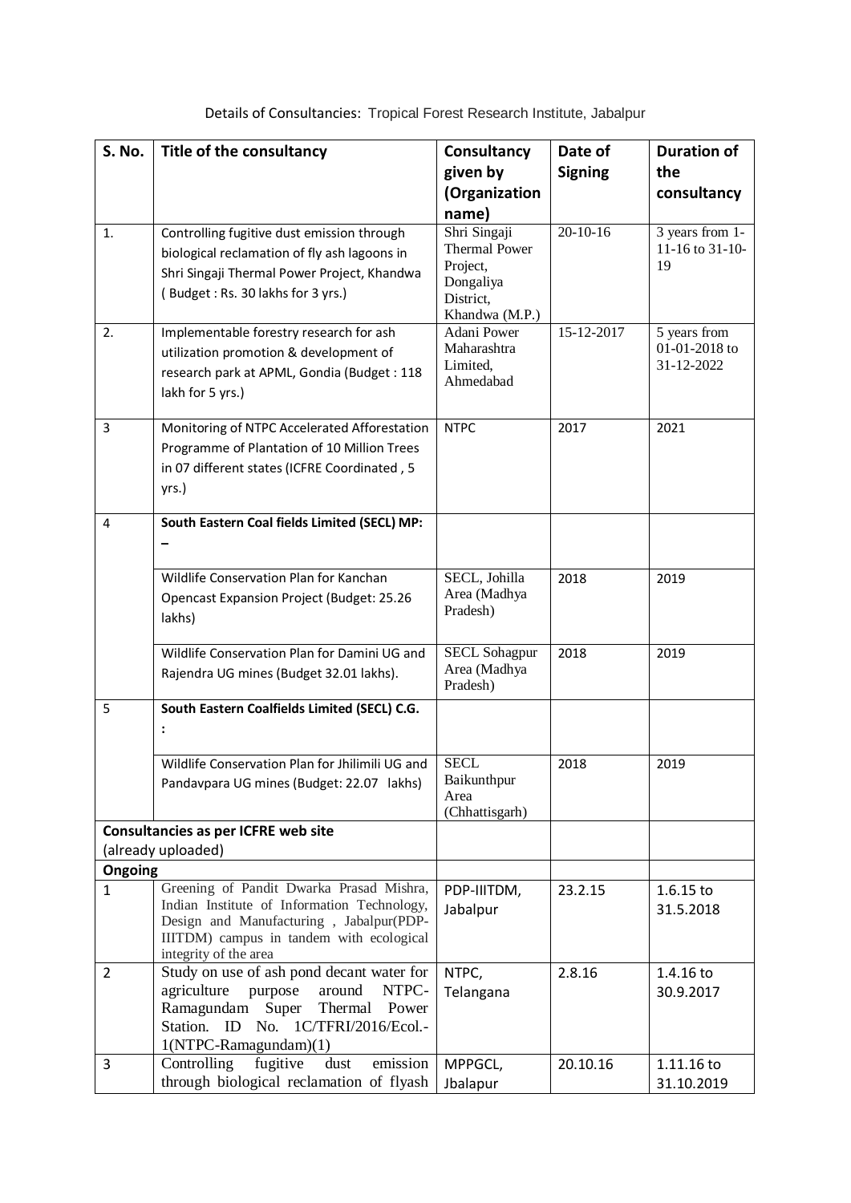Details of Consultancies: Tropical Forest Research Institute, Jabalpur

| S. No. | Title of the consultancy | Consultancy given by (Organization name) | Date of Signing | Duration of the consultancy |
|---|---|---|---|---|
| 1. | Controlling fugitive dust emission through biological reclamation of fly ash lagoons in Shri Singaji Thermal Power Project, Khandwa ( Budget : Rs. 30 lakhs for 3 yrs.) | Shri Singaji Thermal Power Project, Dongaliya District, Khandwa (M.P.) | 20-10-16 | 3 years from 1-11-16 to 31-10-19 |
| 2. | Implementable forestry research for ash utilization promotion & development of research park at APML, Gondia (Budget : 118 lakh for 5 yrs.) | Adani Power Maharashtra Limited, Ahmedabad | 15-12-2017 | 5 years from 01-01-2018 to 31-12-2022 |
| 3 | Monitoring of NTPC Accelerated Afforestation Programme of Plantation of 10 Million Trees in 07 different states (ICFRE Coordinated , 5 yrs.) | NTPC | 2017 | 2021 |
| 4 | **South Eastern Coal fields Limited (SECL) MP: –** | | | |
| | Wildlife Conservation Plan for Kanchan Opencast Expansion Project (Budget: 25.26 lakhs) | SECL, Johilla Area (Madhya Pradesh) | 2018 | 2019 |
| | Wildlife Conservation Plan for Damini UG and Rajendra UG mines (Budget 32.01 lakhs). | SECL Sohagpur Area (Madhya Pradesh) | 2018 | 2019 |
| 5 | **South Eastern Coalfields Limited (SECL) C.G. :** | | | |
| | Wildlife Conservation Plan for Jhilimili UG and Pandavpara UG mines (Budget: 22.07 lakhs) | SECL Baikunthpur Area (Chhattisgarh) | 2018 | 2019 |
| **Consultancies as per ICFRE web site** (already uploaded) | | | | |
| **Ongoing** | | | | |
| 1 | Greening of Pandit Dwarka Prasad Mishra, Indian Institute of Information Technology, Design and Manufacturing , Jabalpur(PDP-IIITDM) campus in tandem with ecological integrity of the area | PDP-IIITDM, Jabalpur | 23.2.15 | 1.6.15 to 31.5.2018 |
| 2 | Study on use of ash pond decant water for agriculture purpose around NTPC-Ramagundam Super Thermal Power Station. ID No. 1C/TFRI/2016/Ecol.-1(NTPC-Ramagundam)(1) | NTPC, Telangana | 2.8.16 | 1.4.16 to 30.9.2017 |
| 3 | Controlling fugitive dust emission through biological reclamation of flyash | MPPGCL, Jbalapur | 20.10.16 | 1.11.16 to 31.10.2019 |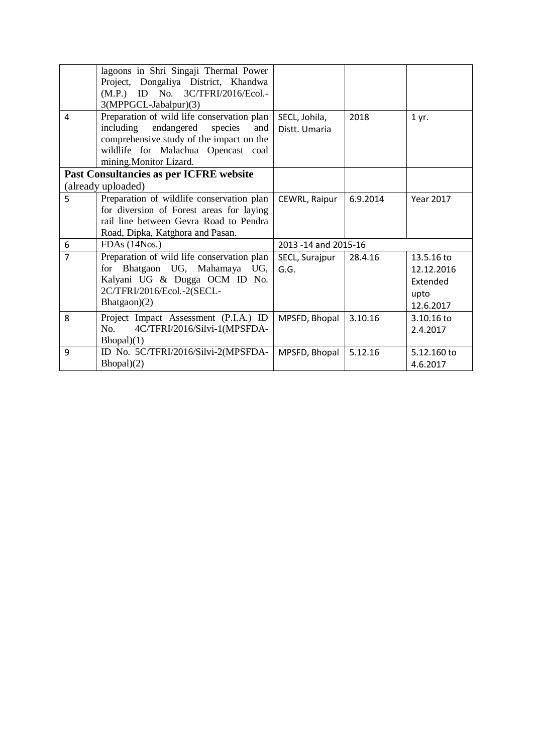| | | | | |
|---|---|---|---|---|
| | lagoons in Shri Singaji Thermal Power Project, Dongaliya District, Khandwa (M.P.) ID No. 3C/TFRI/2016/Ecol.-3(MPPGCL-Jabalpur)(3) | | | |
| 4 | Preparation of wild life conservation plan including endangered species and comprehensive study of the impact on the wildlife for Malachua Opencast coal mining.Monitor Lizard. | SECL, Johila, Distt. Umaria | 2018 | 1 yr. |
| **Past Consultancies as per ICFRE website** (already uploaded) | | | | |
| 5 | Preparation of wildlife conservation plan for diversion of Forest areas for laying rail line between Gevra Road to Pendra Road, Dipka, Katghora and Pasan. | CEWRL, Raipur | 6.9.2014 | Year 2017 |
| 6 | FDAs (14Nos.) | 2013 -14 and 2015-16 | | |
| 7 | Preparation of wild life conservation plan for Bhatgaon UG, Mahamaya UG, Kalyani UG & Dugga OCM ID No. 2C/TFRI/2016/Ecol.-2(SECL-Bhatgaon)(2) | SECL, Surajpur G.G. | 28.4.16 | 13.5.16 to 12.12.2016 Extended upto 12.6.2017 |
| 8 | Project Impact Assessment (P.I.A.) ID No. 4C/TFRI/2016/Silvi-1(MPSFDA-Bhopal)(1) | MPSFD, Bhopal | 3.10.16 | 3.10.16 to 2.4.2017 |
| 9 | ID No. 5C/TFRI/2016/Silvi-2(MPSFDA-Bhopal)(2) | MPSFD, Bhopal | 5.12.16 | 5.12.160 to 4.6.2017 |